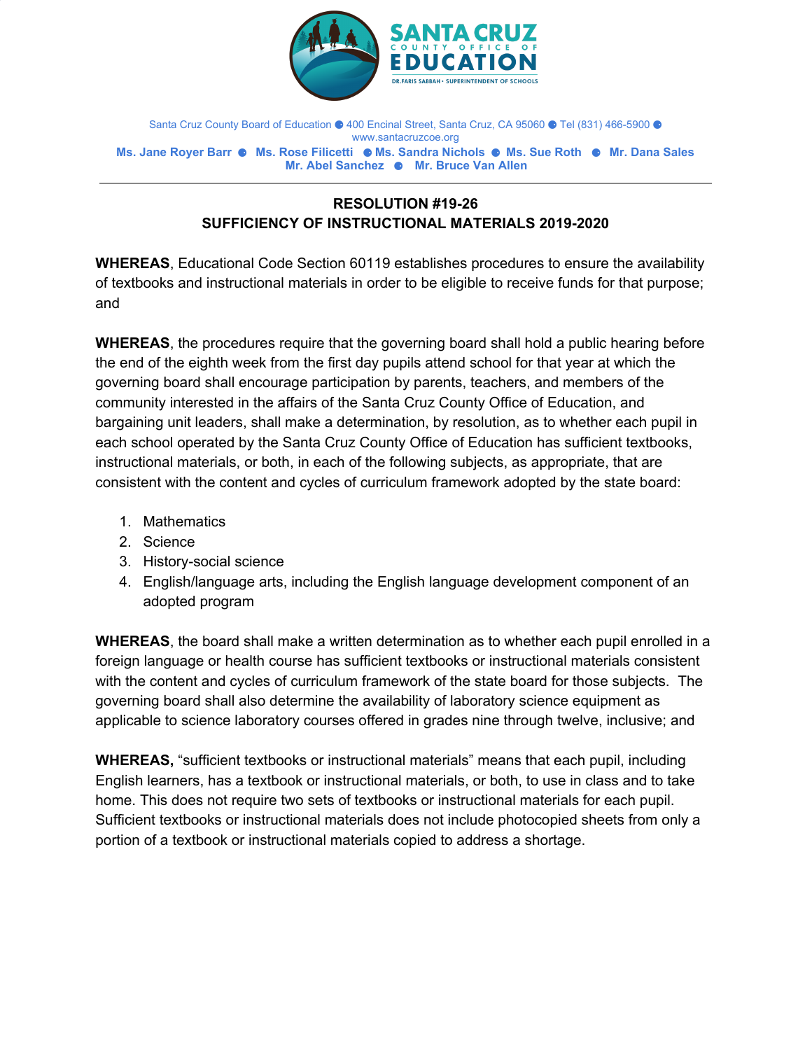SANTA CRUZ COUNTY OFFICE OF EDUCATION

DR. FARIS SABBAH • SUPERINTENDENT OF SCHOOLS

Santa Cruz County Board of Education ● 400 Encinal Street, Santa Cruz, CA 95060 ● Tel (831) 466-5900 ● www.santacruzcoe.org

**Ms. Jane Royer Barr ● Ms. Rose Filicetti ● Ms. Sandra Nichols ● Ms. Sue Roth ● Mr. Dana Sales**
**Mr. Abel Sanchez ● Mr. Bruce Van Allen**

---

## RESOLUTION #19-26
## SUFFICIENCY OF INSTRUCTIONAL MATERIALS 2019-2020

**WHEREAS**, Educational Code Section 60119 establishes procedures to ensure the availability of textbooks and instructional materials in order to be eligible to receive funds for that purpose; and

**WHEREAS**, the procedures require that the governing board shall hold a public hearing before the end of the eighth week from the first day pupils attend school for that year at which the governing board shall encourage participation by parents, teachers, and members of the community interested in the affairs of the Santa Cruz County Office of Education, and bargaining unit leaders, shall make a determination, by resolution, as to whether each pupil in each school operated by the Santa Cruz County Office of Education has sufficient textbooks, instructional materials, or both, in each of the following subjects, as appropriate, that are consistent with the content and cycles of curriculum framework adopted by the state board:

1. Mathematics
2. Science
3. History-social science
4. English/language arts, including the English language development component of an adopted program

**WHEREAS**, the board shall make a written determination as to whether each pupil enrolled in a foreign language or health course has sufficient textbooks or instructional materials consistent with the content and cycles of curriculum framework of the state board for those subjects. The governing board shall also determine the availability of laboratory science equipment as applicable to science laboratory courses offered in grades nine through twelve, inclusive; and

**WHEREAS,** "sufficient textbooks or instructional materials" means that each pupil, including English learners, has a textbook or instructional materials, or both, to use in class and to take home. This does not require two sets of textbooks or instructional materials for each pupil. Sufficient textbooks or instructional materials does not include photocopied sheets from only a portion of a textbook or instructional materials copied to address a shortage.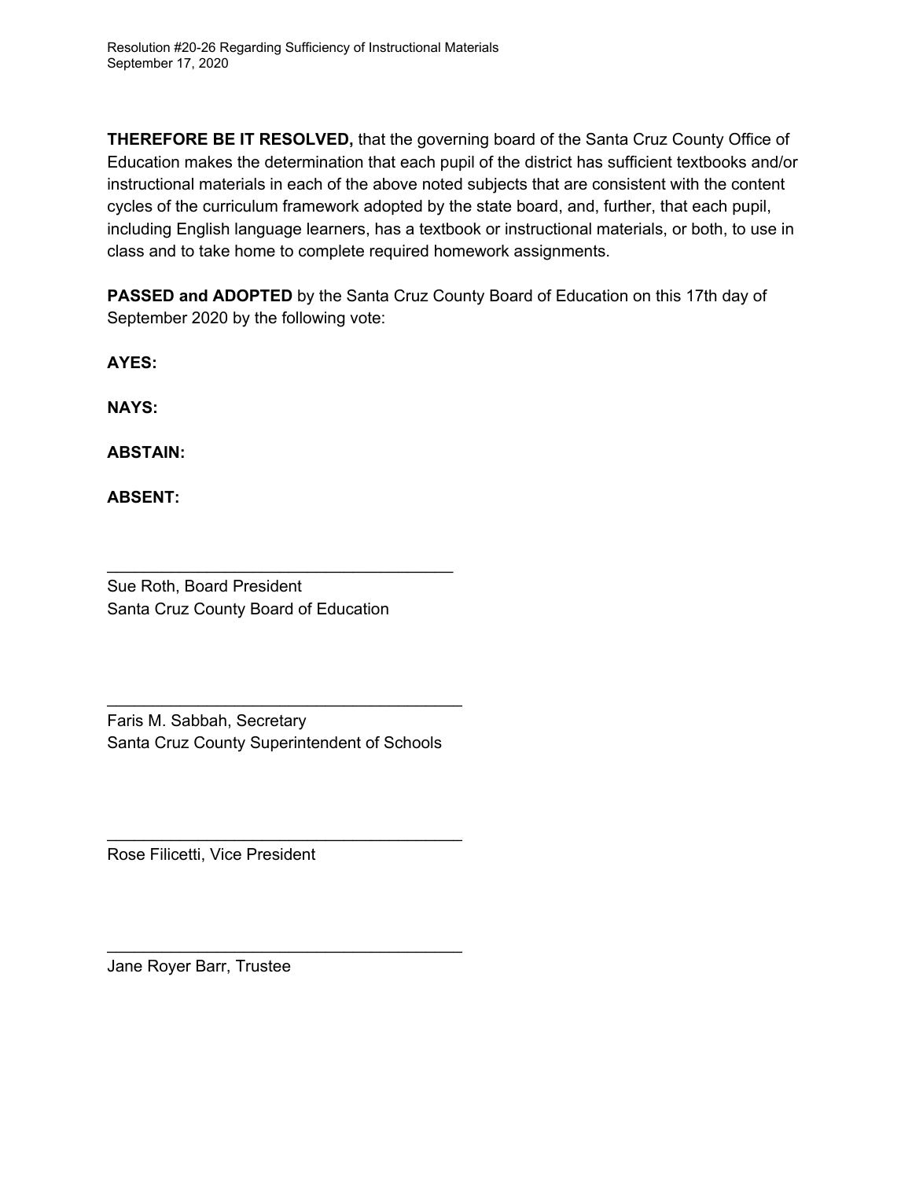**THEREFORE BE IT RESOLVED,** that the governing board of the Santa Cruz County Office of Education makes the determination that each pupil of the district has sufficient textbooks and/or instructional materials in each of the above noted subjects that are consistent with the content cycles of the curriculum framework adopted by the state board, and, further, that each pupil, including English language learners, has a textbook or instructional materials, or both, to use in class and to take home to complete required homework assignments.

**PASSED and ADOPTED** by the Santa Cruz County Board of Education on this 17th day of September 2020 by the following vote:

**AYES:**

**NAYS:**

**ABSTAIN:**

**ABSENT:**

\_\_\_\_\_\_\_\_\_\_\_\_\_\_\_\_\_\_\_\_\_\_\_\_\_\_\_\_\_\_\_\_\_\_\_\_\_\_\_
Sue Roth, Board President
Santa Cruz County Board of Education

\_\_\_\_\_\_\_\_\_\_\_\_\_\_\_\_\_\_\_\_\_\_\_\_\_\_\_\_\_\_\_\_\_\_\_\_\_\_\_
Faris M. Sabbah, Secretary
Santa Cruz County Superintendent of Schools

\_\_\_\_\_\_\_\_\_\_\_\_\_\_\_\_\_\_\_\_\_\_\_\_\_\_\_\_\_\_\_\_\_\_\_\_\_\_\_
Rose Filicetti, Vice President

\_\_\_\_\_\_\_\_\_\_\_\_\_\_\_\_\_\_\_\_\_\_\_\_\_\_\_\_\_\_\_\_\_\_\_\_\_\_\_
Jane Royer Barr, Trustee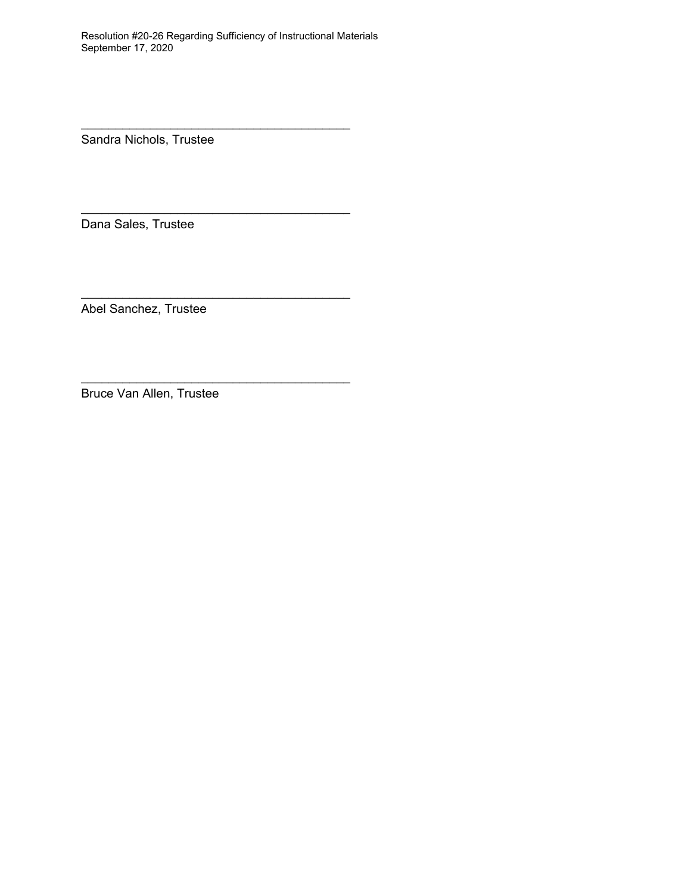________________________________________
Sandra Nichols, Trustee

________________________________________
Dana Sales, Trustee

________________________________________
Abel Sanchez, Trustee

________________________________________
Bruce Van Allen, Trustee